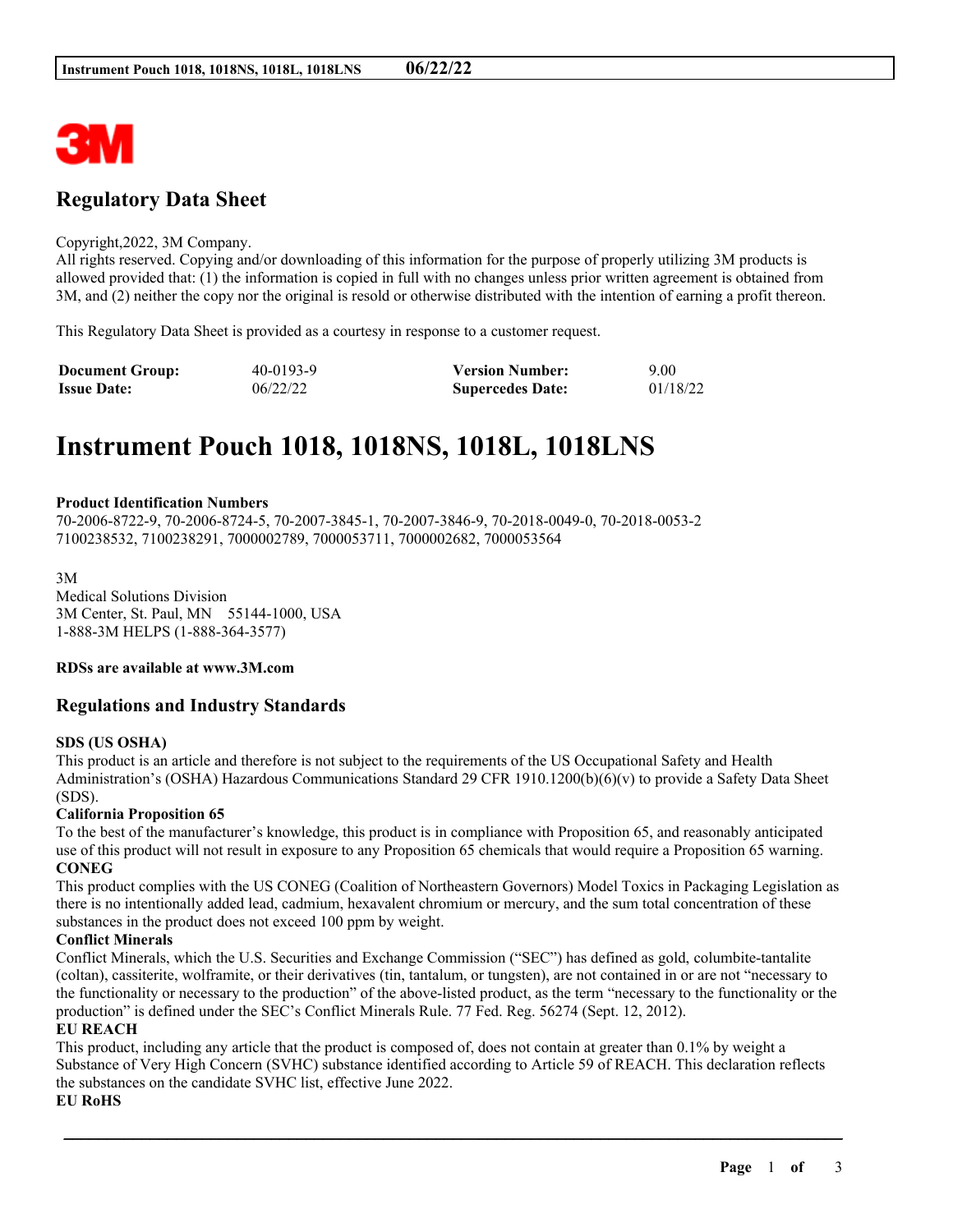## Regulatory Data Sheet

Copyright,2022, 3M Company.
All rights reserved. Copying and/or downloading of this information for the purpose of properly utilizing 3M products is allowed provided that: (1) the information is copied in full with no changes unless prior written agreement is obtained from 3M, and (2) neither the copy nor the original is resold or otherwise distributed with the intention of earning a profit thereon.

This Regulatory Data Sheet is provided as a courtesy in response to a customer request.

| **Document Group:** | 40-0193-9 | **Version Number:** | 9.00 |
|---|---|---|---|
| **Issue Date:** | 06/22/22 | **Supercedes Date:** | 01/18/22 |

# Instrument Pouch 1018, 1018NS, 1018L, 1018LNS

**Product Identification Numbers**
70-2006-8722-9, 70-2006-8724-5, 70-2007-3845-1, 70-2007-3846-9, 70-2018-0049-0, 70-2018-0053-2
7100238532, 7100238291, 7000002789, 7000053711, 7000002682, 7000053564

3M
Medical Solutions Division
3M Center, St. Paul, MN 55144-1000, USA
1-888-3M HELPS (1-888-364-3577)

**RDSs are available at www.3M.com**

## Regulations and Industry Standards

**SDS (US OSHA)**
This product is an article and therefore is not subject to the requirements of the US Occupational Safety and Health Administration's (OSHA) Hazardous Communications Standard 29 CFR 1910.1200(b)(6)(v) to provide a Safety Data Sheet (SDS).

**California Proposition 65**
To the best of the manufacturer's knowledge, this product is in compliance with Proposition 65, and reasonably anticipated use of this product will not result in exposure to any Proposition 65 chemicals that would require a Proposition 65 warning.

**CONEG**
This product complies with the US CONEG (Coalition of Northeastern Governors) Model Toxics in Packaging Legislation as there is no intentionally added lead, cadmium, hexavalent chromium or mercury, and the sum total concentration of these substances in the product does not exceed 100 ppm by weight.

**Conflict Minerals**
Conflict Minerals, which the U.S. Securities and Exchange Commission ("SEC") has defined as gold, columbite-tantalite (coltan), cassiterite, wolframite, or their derivatives (tin, tantalum, or tungsten), are not contained in or are not "necessary to the functionality or necessary to the production" of the above-listed product, as the term "necessary to the functionality or the production" is defined under the SEC's Conflict Minerals Rule. 77 Fed. Reg. 56274 (Sept. 12, 2012).

**EU REACH**
This product, including any article that the product is composed of, does not contain at greater than 0.1% by weight a Substance of Very High Concern (SVHC) substance identified according to Article 59 of REACH. This declaration reflects the substances on the candidate SVHC list, effective June 2022.

**EU RoHS**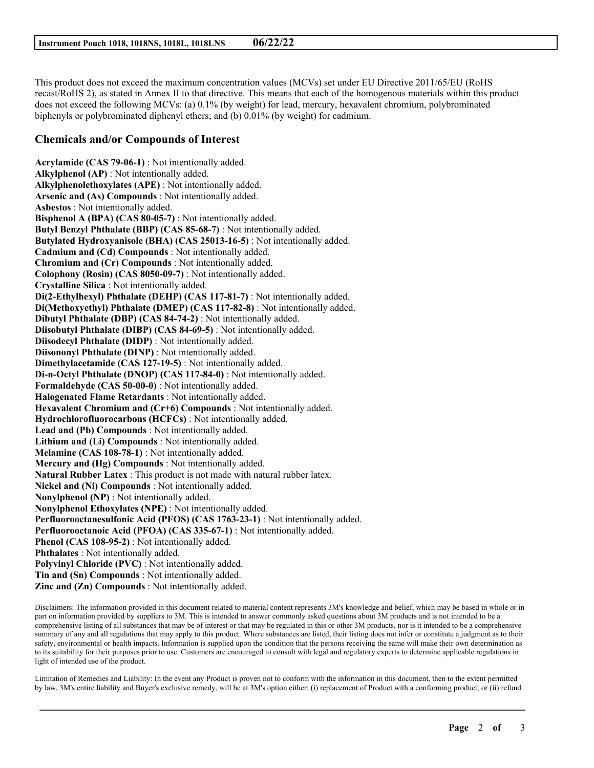This product does not exceed the maximum concentration values (MCVs) set under EU Directive 2011/65/EU (RoHS recast/RoHS 2), as stated in Annex II to that directive. This means that each of the homogenous materials within this product does not exceed the following MCVs: (a) 0.1% (by weight) for lead, mercury, hexavalent chromium, polybrominated biphenyls or polybrominated diphenyl ethers; and (b) 0.01% (by weight) for cadmium.

## Chemicals and/or Compounds of Interest

**Acrylamide (CAS 79-06-1)** : Not intentionally added.
**Alkylphenol (AP)** : Not intentionally added.
**Alkylphenolethoxylates (APE)** : Not intentionally added.
**Arsenic and (As) Compounds** : Not intentionally added.
**Asbestos** : Not intentionally added.
**Bisphenol A (BPA) (CAS 80-05-7)** : Not intentionally added.
**Butyl Benzyl Phthalate (BBP) (CAS 85-68-7)** : Not intentionally added.
**Butylated Hydroxyanisole (BHA) (CAS 25013-16-5)** : Not intentionally added.
**Cadmium and (Cd) Compounds** : Not intentionally added.
**Chromium and (Cr) Compounds** : Not intentionally added.
**Colophony (Rosin) (CAS 8050-09-7)** : Not intentionally added.
**Crystalline Silica** : Not intentionally added.
**Di(2-Ethylhexyl) Phthalate (DEHP) (CAS 117-81-7)** : Not intentionally added.
**Di(Methoxyethyl) Phthalate (DMEP) (CAS 117-82-8)** : Not intentionally added.
**Dibutyl Phthalate (DBP) (CAS 84-74-2)** : Not intentionally added.
**Diisobutyl Phthalate (DIBP) (CAS 84-69-5)** : Not intentionally added.
**Diisodecyl Phthalate (DIDP)** : Not intentionally added.
**Diisononyl Phthalate (DINP)** : Not intentionally added.
**Dimethylacetamide (CAS 127-19-5)** : Not intentionally added.
**Di-n-Octyl Phthalate (DNOP) (CAS 117-84-0)** : Not intentionally added.
**Formaldehyde (CAS 50-00-0)** : Not intentionally added.
**Halogenated Flame Retardants** : Not intentionally added.
**Hexavalent Chromium and (Cr+6) Compounds** : Not intentionally added.
**Hydrochlorofluorocarbons (HCFCs)** : Not intentionally added.
**Lead and (Pb) Compounds** : Not intentionally added.
**Lithium and (Li) Compounds** : Not intentionally added.
**Melamine (CAS 108-78-1)** : Not intentionally added.
**Mercury and (Hg) Compounds** : Not intentionally added.
**Natural Rubber Latex** : This product is not made with natural rubber latex.
**Nickel and (Ni) Compounds** : Not intentionally added.
**Nonylphenol (NP)** : Not intentionally added.
**Nonylphenol Ethoxylates (NPE)** : Not intentionally added.
**Perfluorooctanesulfonic Acid (PFOS) (CAS 1763-23-1)** : Not intentionally added.
**Perfluorooctanoic Acid (PFOA) (CAS 335-67-1)** : Not intentionally added.
**Phenol (CAS 108-95-2)** : Not intentionally added.
**Phthalates** : Not intentionally added.
**Polyvinyl Chloride (PVC)** : Not intentionally added.
**Tin and (Sn) Compounds** : Not intentionally added.
**Zinc and (Zn) Compounds** : Not intentionally added.

Disclaimers: The information provided in this document related to material content represents 3M's knowledge and belief, which may be based in whole or in part on information provided by suppliers to 3M. This is intended to answer commonly asked questions about 3M products and is not intended to be a comprehensive listing of all substances that may be of interest or that may be regulated in this or other 3M products, nor is it intended to be a comprehensive summary of any and all regulations that may apply to this product. Where substances are listed, their listing does not infer or constitute a judgment as to their safety, environmental or health impacts. Information is supplied upon the condition that the persons receiving the same will make their own determination as to its suitability for their purposes prior to use. Customers are encouraged to consult with legal and regulatory experts to determine applicable regulations in light of intended use of the product.

Limitation of Remedies and Liability: In the event any Product is proven not to conform with the information in this document, then to the extent permitted by law, 3M's entire liability and Buyer's exclusive remedy, will be at 3M's option either: (i) replacement of Product with a conforming product, or (ii) refund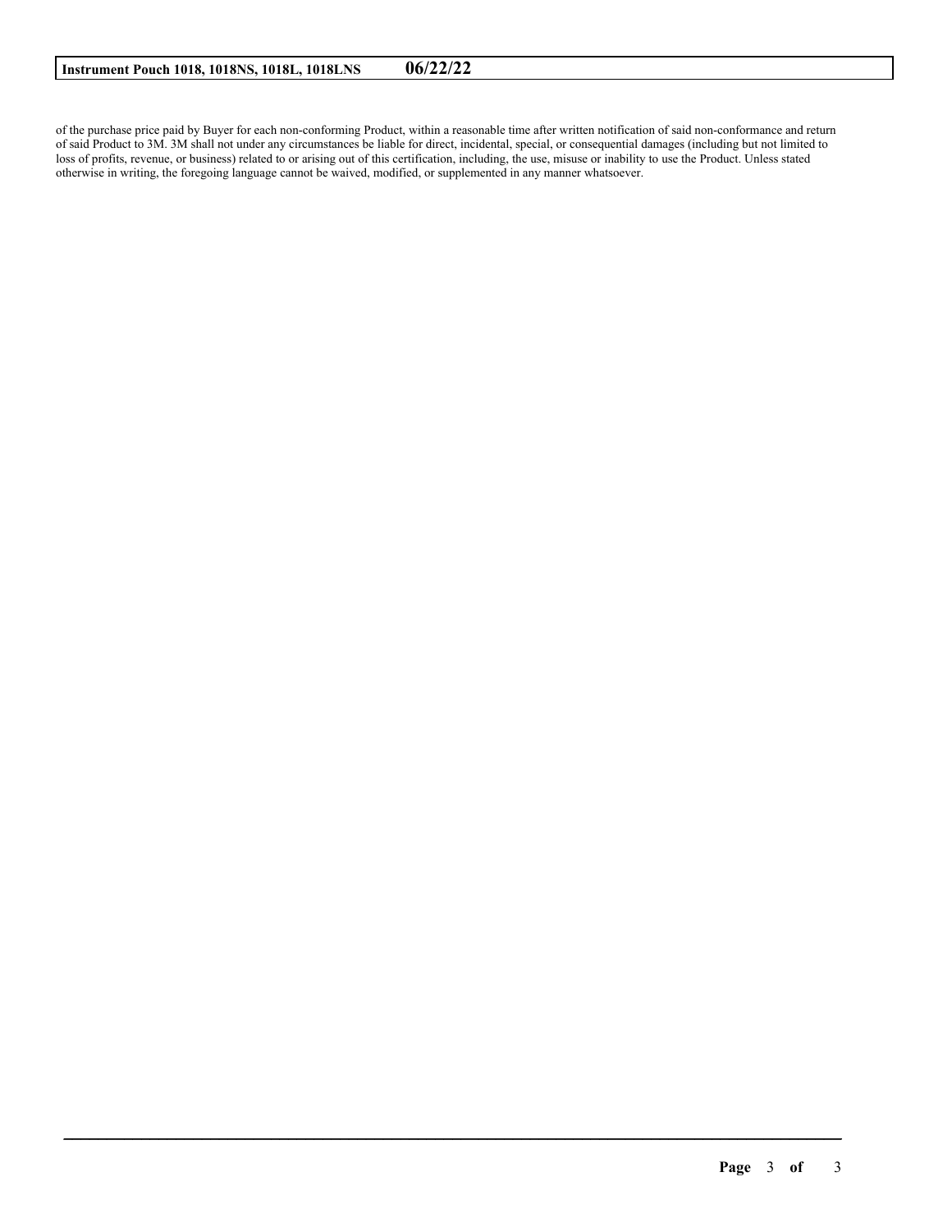of the purchase price paid by Buyer for each non-conforming Product, within a reasonable time after written notification of said non-conformance and return of said Product to 3M. 3M shall not under any circumstances be liable for direct, incidental, special, or consequential damages (including but not limited to loss of profits, revenue, or business) related to or arising out of this certification, including, the use, misuse or inability to use the Product. Unless stated otherwise in writing, the foregoing language cannot be waived, modified, or supplemented in any manner whatsoever.